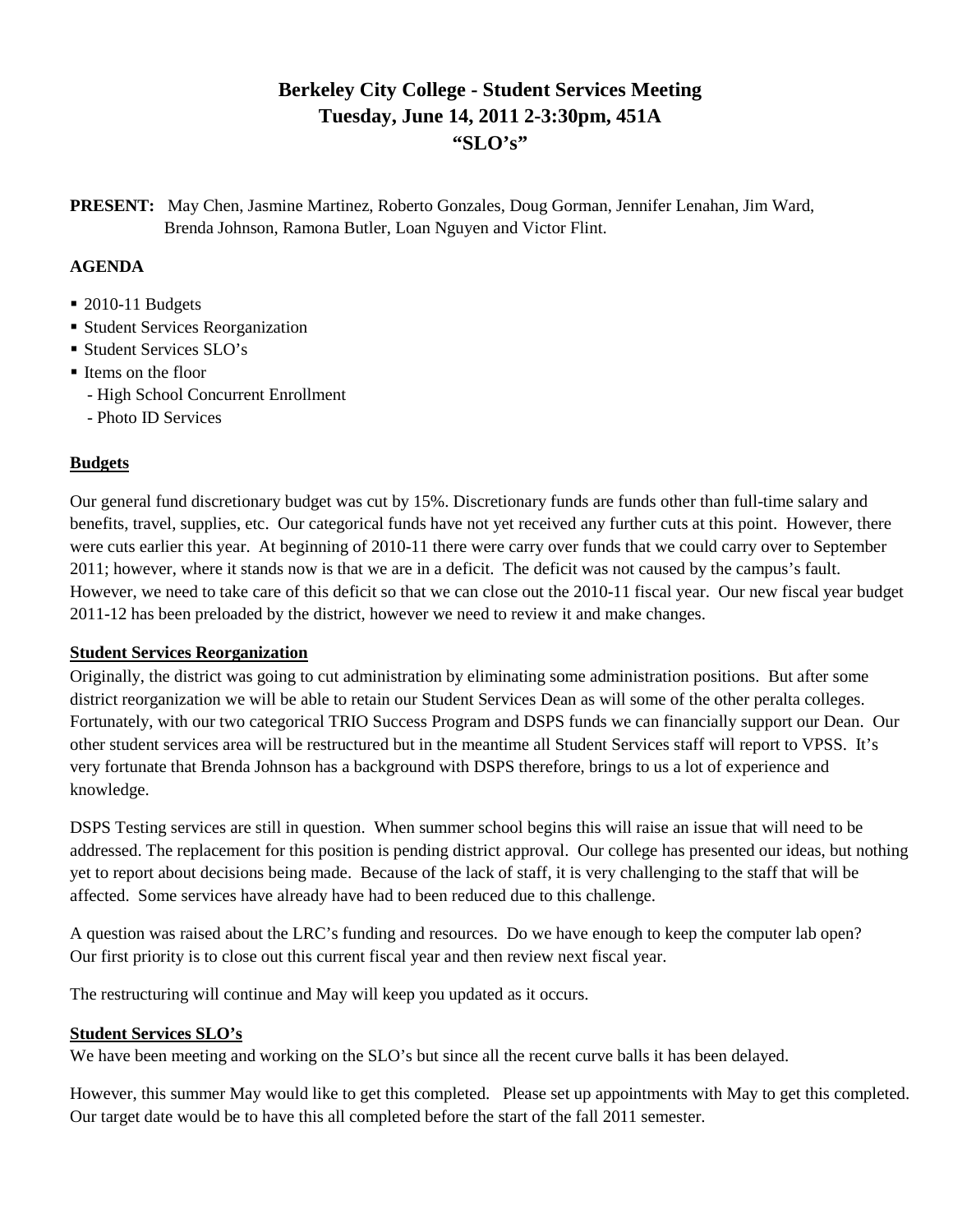# Berkeley City College - Student Services Meeting
# Tuesday, June 14, 2011 2-3:30pm, 451A
# "SLO's"

**PRESENT:** May Chen, Jasmine Martinez, Roberto Gonzales, Doug Gorman, Jennifer Lenahan, Jim Ward, Brenda Johnson, Ramona Butler, Loan Nguyen and Victor Flint.

**AGENDA**

- 2010-11 Budgets
- Student Services Reorganization
- Student Services SLO's
- Items on the floor
  - High School Concurrent Enrollment
  - Photo ID Services

## Budgets

Our general fund discretionary budget was cut by 15%. Discretionary funds are funds other than full-time salary and benefits, travel, supplies, etc. Our categorical funds have not yet received any further cuts at this point. However, there were cuts earlier this year. At beginning of 2010-11 there were carry over funds that we could carry over to September 2011; however, where it stands now is that we are in a deficit. The deficit was not caused by the campus's fault. However, we need to take care of this deficit so that we can close out the 2010-11 fiscal year. Our new fiscal year budget 2011-12 has been preloaded by the district, however we need to review it and make changes.

## Student Services Reorganization

Originally, the district was going to cut administration by eliminating some administration positions. But after some district reorganization we will be able to retain our Student Services Dean as will some of the other peralta colleges. Fortunately, with our two categorical TRIO Success Program and DSPS funds we can financially support our Dean. Our other student services area will be restructured but in the meantime all Student Services staff will report to VPSS. It's very fortunate that Brenda Johnson has a background with DSPS therefore, brings to us a lot of experience and knowledge.

DSPS Testing services are still in question. When summer school begins this will raise an issue that will need to be addressed. The replacement for this position is pending district approval. Our college has presented our ideas, but nothing yet to report about decisions being made. Because of the lack of staff, it is very challenging to the staff that will be affected. Some services have already have had to been reduced due to this challenge.

A question was raised about the LRC's funding and resources. Do we have enough to keep the computer lab open? Our first priority is to close out this current fiscal year and then review next fiscal year.

The restructuring will continue and May will keep you updated as it occurs.

## Student Services SLO's

We have been meeting and working on the SLO's but since all the recent curve balls it has been delayed.

However, this summer May would like to get this completed. Please set up appointments with May to get this completed. Our target date would be to have this all completed before the start of the fall 2011 semester.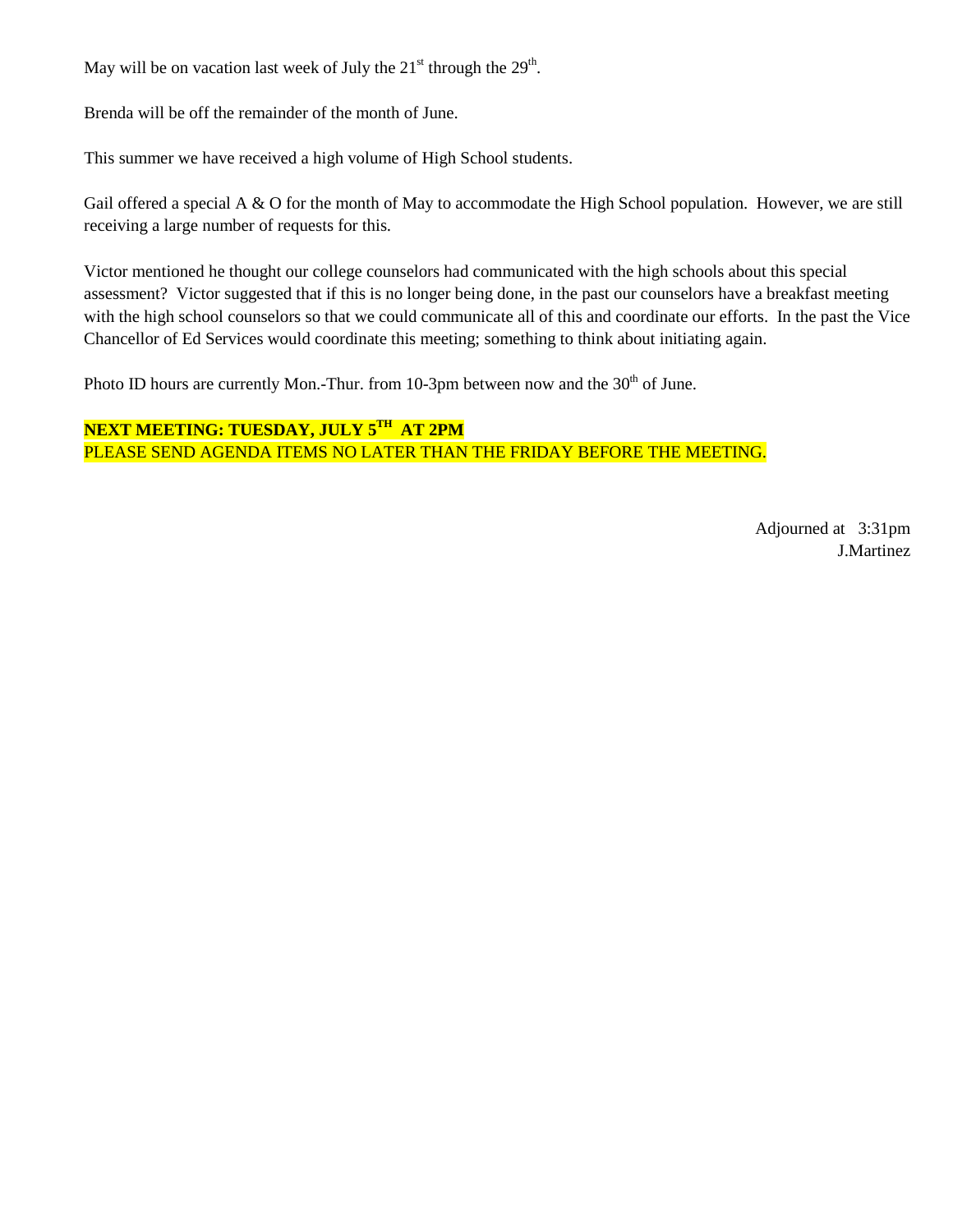May will be on vacation last week of July the 21st through the 29th.

Brenda will be off the remainder of the month of June.

This summer we have received a high volume of High School students.

Gail offered a special A & O for the month of May to accommodate the High School population. However, we are still receiving a large number of requests for this.

Victor mentioned he thought our college counselors had communicated with the high schools about this special assessment? Victor suggested that if this is no longer being done, in the past our counselors have a breakfast meeting with the high school counselors so that we could communicate all of this and coordinate our efforts. In the past the Vice Chancellor of Ed Services would coordinate this meeting; something to think about initiating again.

Photo ID hours are currently Mon.-Thur. from 10-3pm between now and the 30th of June.

**NEXT MEETING: TUESDAY, JULY 5TH AT 2PM**
PLEASE SEND AGENDA ITEMS NO LATER THAN THE FRIDAY BEFORE THE MEETING.

Adjourned at 3:31pm
J.Martinez